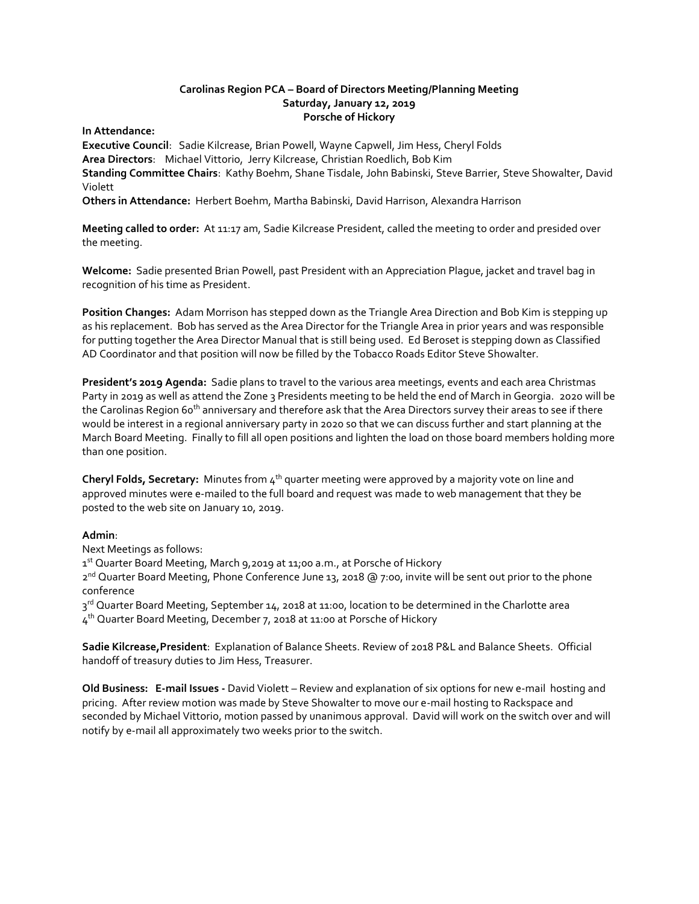**Carolinas Region PCA – Board of Directors Meeting/Planning Meeting**
**Saturday, January 12, 2019**
**Porsche of Hickory**

**In Attendance:**
**Executive Council**: Sadie Kilcrease, Brian Powell, Wayne Capwell, Jim Hess, Cheryl Folds
**Area Directors**: Michael Vittorio, Jerry Kilcrease, Christian Roedlich, Bob Kim
**Standing Committee Chairs**: Kathy Boehm, Shane Tisdale, John Babinski, Steve Barrier, Steve Showalter, David Violett
**Others in Attendance:** Herbert Boehm, Martha Babinski, David Harrison, Alexandra Harrison

**Meeting called to order:** At 11:17 am, Sadie Kilcrease President, called the meeting to order and presided over the meeting.

**Welcome:** Sadie presented Brian Powell, past President with an Appreciation Plague, jacket and travel bag in recognition of his time as President.

**Position Changes:** Adam Morrison has stepped down as the Triangle Area Direction and Bob Kim is stepping up as his replacement. Bob has served as the Area Director for the Triangle Area in prior years and was responsible for putting together the Area Director Manual that is still being used. Ed Beroset is stepping down as Classified AD Coordinator and that position will now be filled by the Tobacco Roads Editor Steve Showalter.

**President's 2019 Agenda:** Sadie plans to travel to the various area meetings, events and each area Christmas Party in 2019 as well as attend the Zone 3 Presidents meeting to be held the end of March in Georgia. 2020 will be the Carolinas Region 60th anniversary and therefore ask that the Area Directors survey their areas to see if there would be interest in a regional anniversary party in 2020 so that we can discuss further and start planning at the March Board Meeting. Finally to fill all open positions and lighten the load on those board members holding more than one position.

**Cheryl Folds, Secretary:** Minutes from 4th quarter meeting were approved by a majority vote on line and approved minutes were e-mailed to the full board and request was made to web management that they be posted to the web site on January 10, 2019.

**Admin**:
Next Meetings as follows:
1st Quarter Board Meeting, March 9,2019 at 11;00 a.m., at Porsche of Hickory
2nd Quarter Board Meeting, Phone Conference June 13, 2018 @ 7:00, invite will be sent out prior to the phone conference
3rd Quarter Board Meeting, September 14, 2018 at 11:00, location to be determined in the Charlotte area
4th Quarter Board Meeting, December 7, 2018 at 11:00 at Porsche of Hickory

**Sadie Kilcrease,President**: Explanation of Balance Sheets. Review of 2018 P&L and Balance Sheets. Official handoff of treasury duties to Jim Hess, Treasurer.

**Old Business: E-mail Issues -** David Violett – Review and explanation of six options for new e-mail hosting and pricing. After review motion was made by Steve Showalter to move our e-mail hosting to Rackspace and seconded by Michael Vittorio, motion passed by unanimous approval. David will work on the switch over and will notify by e-mail all approximately two weeks prior to the switch.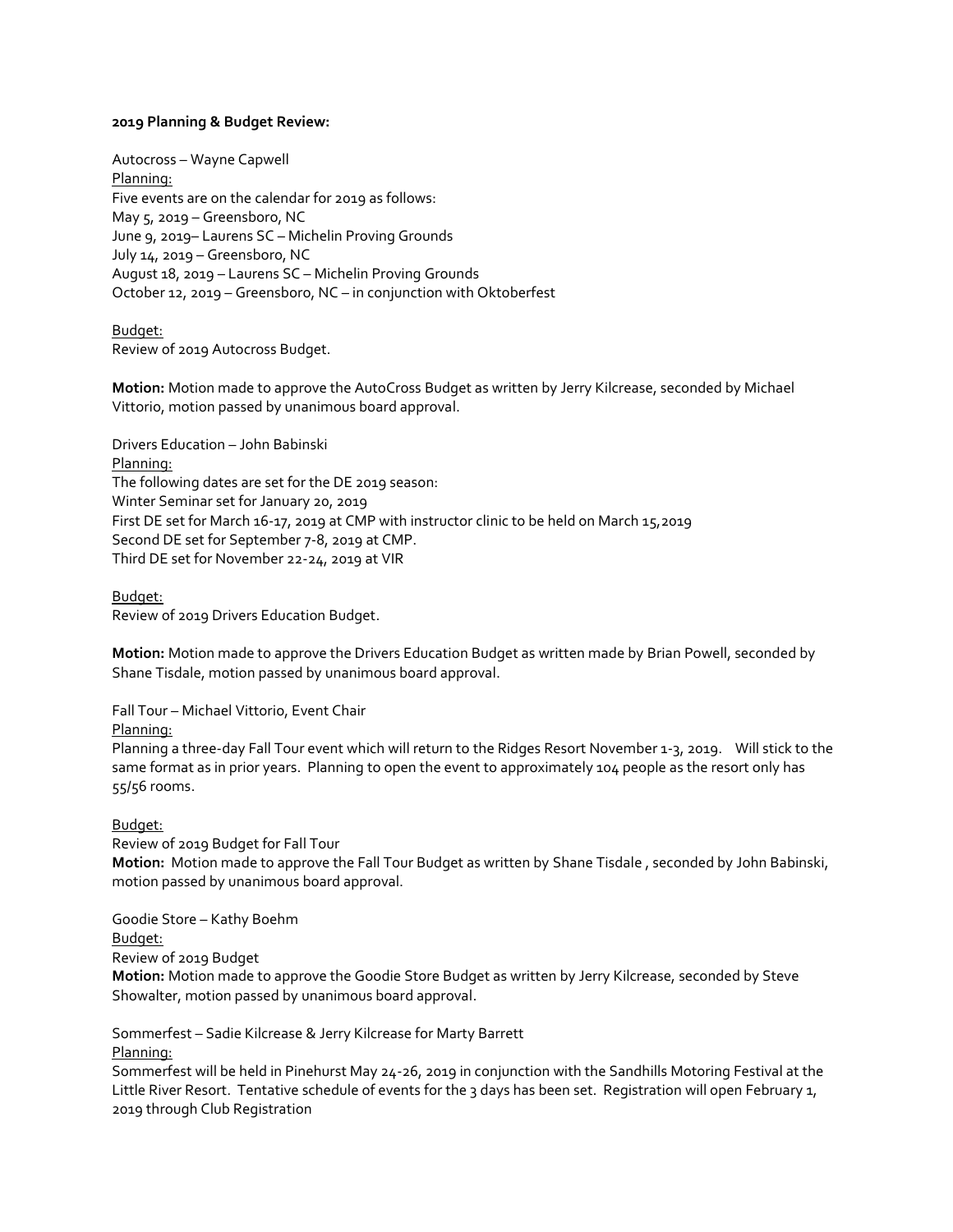**2019 Planning & Budget Review:**

Autocross – Wayne Capwell

Planning:

Five events are on the calendar for 2019 as follows:

May 5, 2019 – Greensboro, NC

June 9, 2019– Laurens SC – Michelin Proving Grounds

July 14, 2019 – Greensboro, NC

August 18, 2019 – Laurens SC – Michelin Proving Grounds

October 12, 2019 – Greensboro, NC – in conjunction with Oktoberfest

Budget:

Review of 2019 Autocross Budget.

**Motion:** Motion made to approve the AutoCross Budget as written by Jerry Kilcrease, seconded by Michael Vittorio, motion passed by unanimous board approval.

Drivers Education – John Babinski

Planning:

The following dates are set for the DE 2019 season:

Winter Seminar set for January 20, 2019

First DE set for March 16-17, 2019 at CMP with instructor clinic to be held on March 15,2019

Second DE set for September 7-8, 2019 at CMP.

Third DE set for November 22-24, 2019 at VIR

Budget:

Review of 2019 Drivers Education Budget.

**Motion:** Motion made to approve the Drivers Education Budget as written made by Brian Powell, seconded by Shane Tisdale, motion passed by unanimous board approval.

Fall Tour – Michael Vittorio, Event Chair

Planning:

Planning a three-day Fall Tour event which will return to the Ridges Resort November 1-3, 2019. Will stick to the same format as in prior years. Planning to open the event to approximately 104 people as the resort only has 55/56 rooms.

Budget:

Review of 2019 Budget for Fall Tour

**Motion:** Motion made to approve the Fall Tour Budget as written by Shane Tisdale , seconded by John Babinski, motion passed by unanimous board approval.

Goodie Store – Kathy Boehm

Budget:

Review of 2019 Budget

**Motion:** Motion made to approve the Goodie Store Budget as written by Jerry Kilcrease, seconded by Steve Showalter, motion passed by unanimous board approval.

Sommerfest – Sadie Kilcrease & Jerry Kilcrease for Marty Barrett

Planning:

Sommerfest will be held in Pinehurst May 24-26, 2019 in conjunction with the Sandhills Motoring Festival at the Little River Resort. Tentative schedule of events for the 3 days has been set. Registration will open February 1, 2019 through Club Registration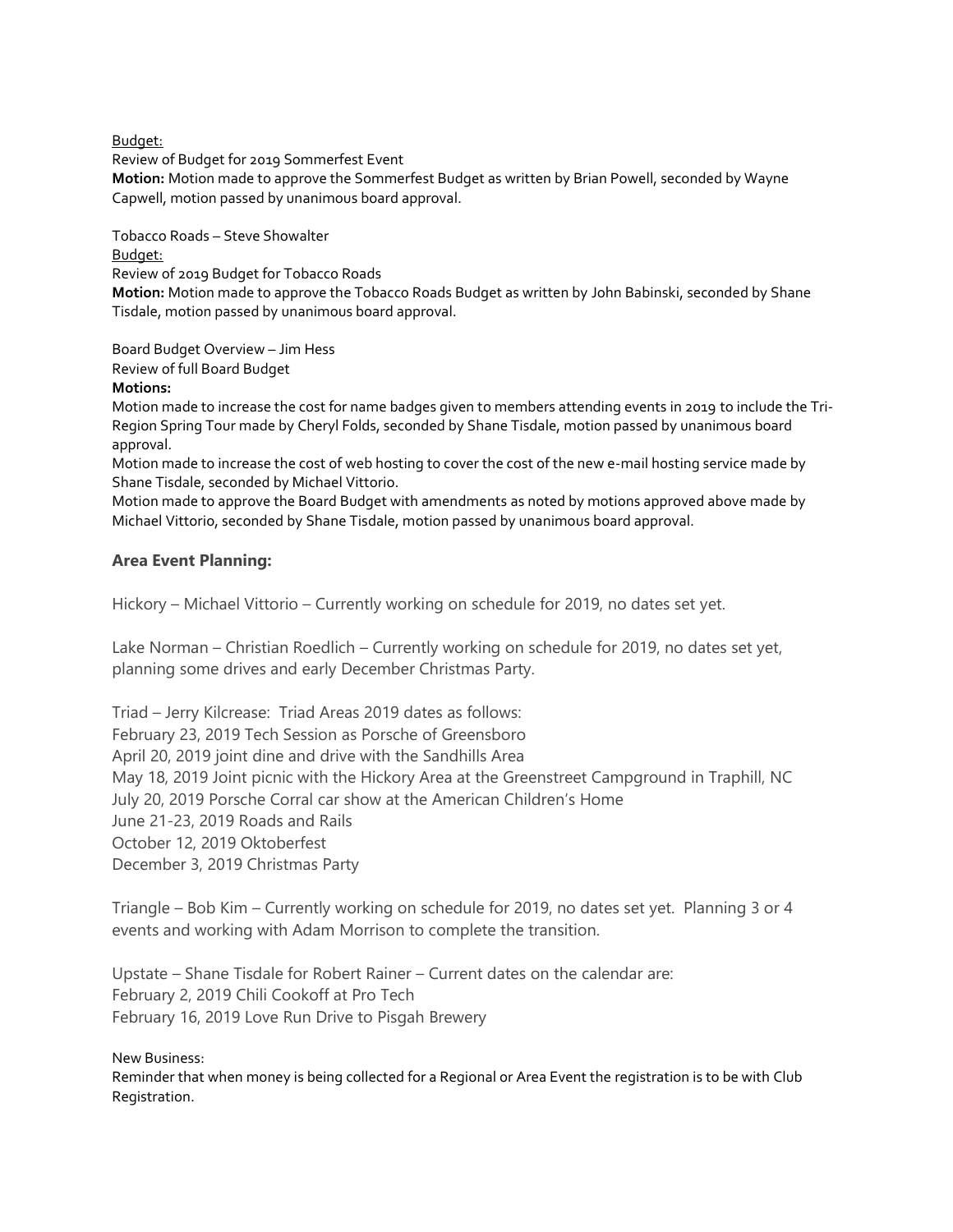Budget:
Review of Budget for 2019 Sommerfest Event
**Motion:** Motion made to approve the Sommerfest Budget as written by Brian Powell, seconded by Wayne Capwell, motion passed by unanimous board approval.

Tobacco Roads – Steve Showalter
Budget:
Review of 2019 Budget for Tobacco Roads
**Motion:** Motion made to approve the Tobacco Roads Budget as written by John Babinski, seconded by Shane Tisdale, motion passed by unanimous board approval.

Board Budget Overview – Jim Hess
Review of full Board Budget
**Motions:**
Motion made to increase the cost for name badges given to members attending events in 2019 to include the Tri-Region Spring Tour made by Cheryl Folds, seconded by Shane Tisdale, motion passed by unanimous board approval.
Motion made to increase the cost of web hosting to cover the cost of the new e-mail hosting service made by Shane Tisdale, seconded by Michael Vittorio.
Motion made to approve the Board Budget with amendments as noted by motions approved above made by Michael Vittorio, seconded by Shane Tisdale, motion passed by unanimous board approval.

### Area Event Planning:

Hickory – Michael Vittorio – Currently working on schedule for 2019, no dates set yet.

Lake Norman – Christian Roedlich – Currently working on schedule for 2019, no dates set yet, planning some drives and early December Christmas Party.

Triad – Jerry Kilcrease: Triad Areas 2019 dates as follows:
February 23, 2019 Tech Session as Porsche of Greensboro
April 20, 2019 joint dine and drive with the Sandhills Area
May 18, 2019 Joint picnic with the Hickory Area at the Greenstreet Campground in Traphill, NC
July 20, 2019 Porsche Corral car show at the American Children's Home
June 21-23, 2019 Roads and Rails
October 12, 2019 Oktoberfest
December 3, 2019 Christmas Party

Triangle – Bob Kim – Currently working on schedule for 2019, no dates set yet. Planning 3 or 4 events and working with Adam Morrison to complete the transition.

Upstate – Shane Tisdale for Robert Rainer – Current dates on the calendar are:
February 2, 2019 Chili Cookoff at Pro Tech
February 16, 2019 Love Run Drive to Pisgah Brewery

New Business:
Reminder that when money is being collected for a Regional or Area Event the registration is to be with Club Registration.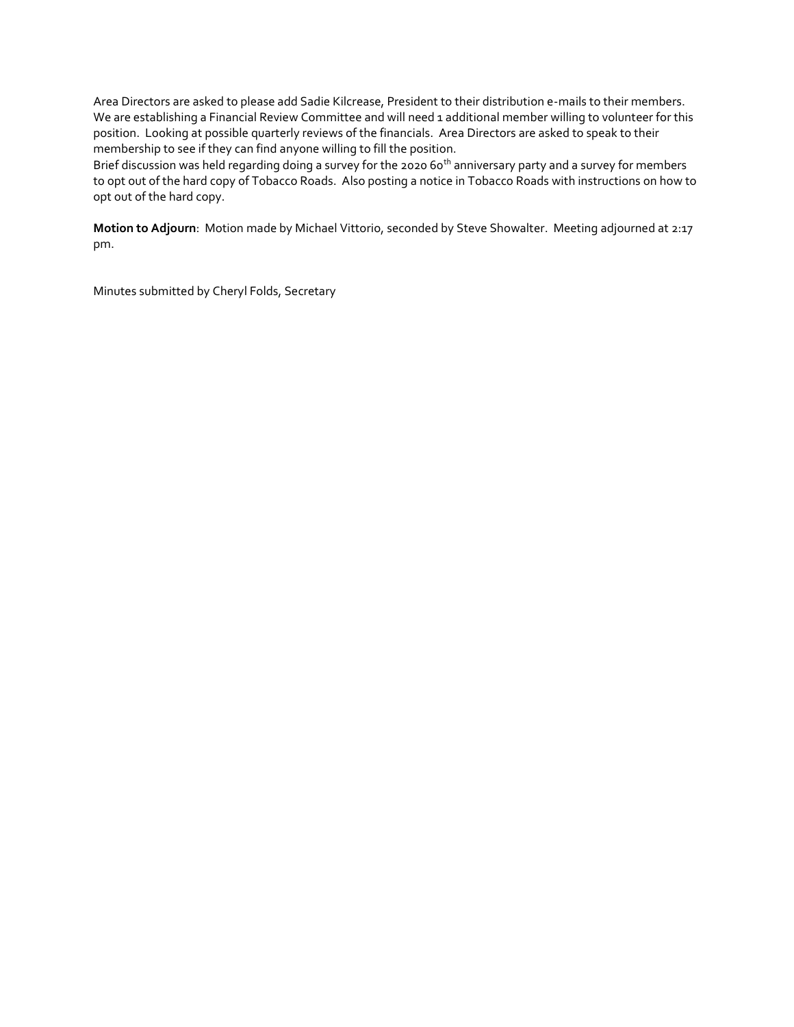Area Directors are asked to please add Sadie Kilcrease, President to their distribution e-mails to their members. We are establishing a Financial Review Committee and will need 1 additional member willing to volunteer for this position. Looking at possible quarterly reviews of the financials. Area Directors are asked to speak to their membership to see if they can find anyone willing to fill the position.

Brief discussion was held regarding doing a survey for the 2020 60th anniversary party and a survey for members to opt out of the hard copy of Tobacco Roads. Also posting a notice in Tobacco Roads with instructions on how to opt out of the hard copy.

**Motion to Adjourn**: Motion made by Michael Vittorio, seconded by Steve Showalter. Meeting adjourned at 2:17 pm.

Minutes submitted by Cheryl Folds, Secretary